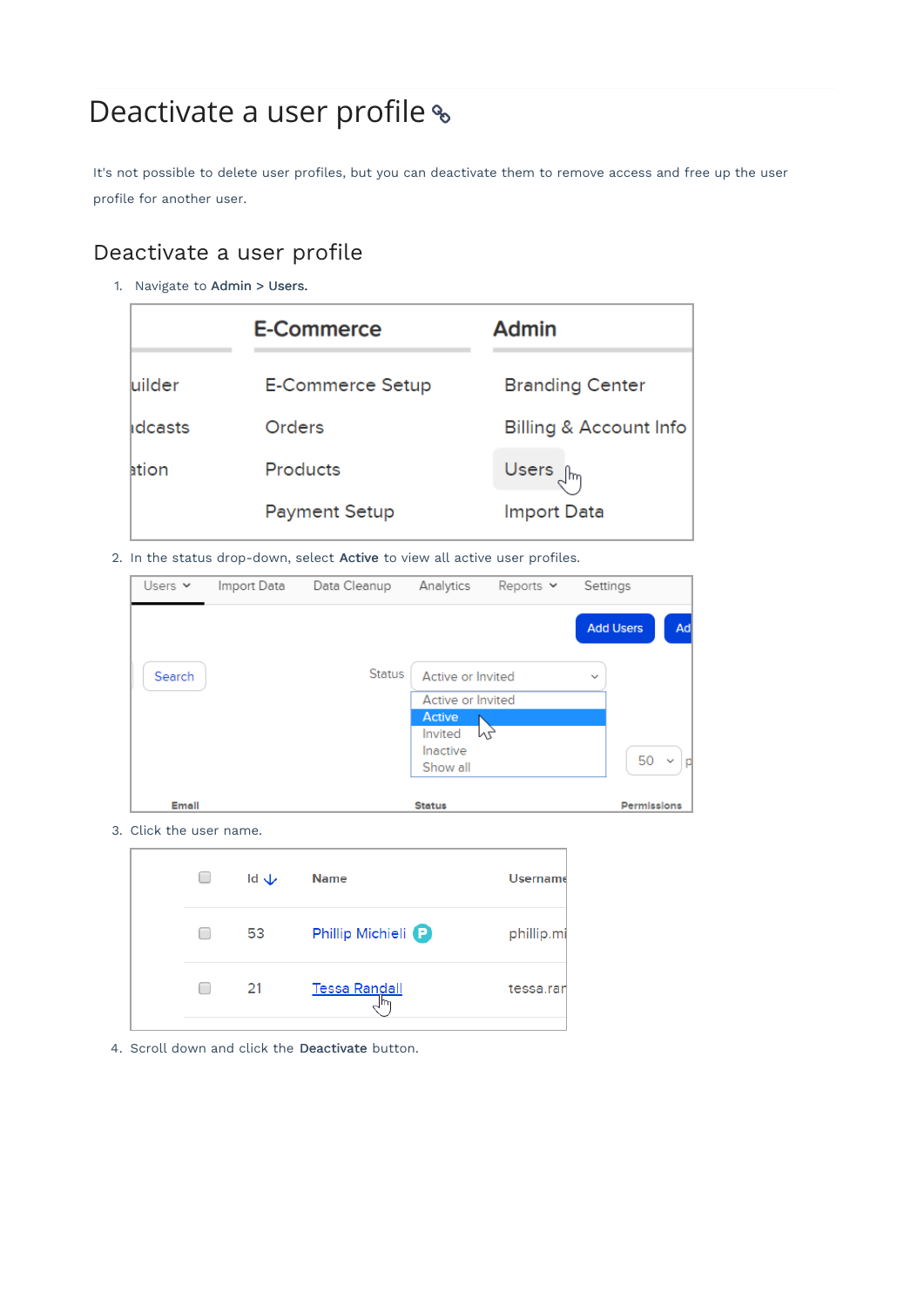# Deactivate a user profile

It's not possible to delete user profiles, but you can deactivate them to remove access and free up the user profile for another user.

## Deactivate a user profile

1. Navigate to **Admin** > **Users.**
2. In the status drop-down, select **Active** to view all active user profiles.
3. Click the user name.
4. Scroll down and click the **Deactivate** button.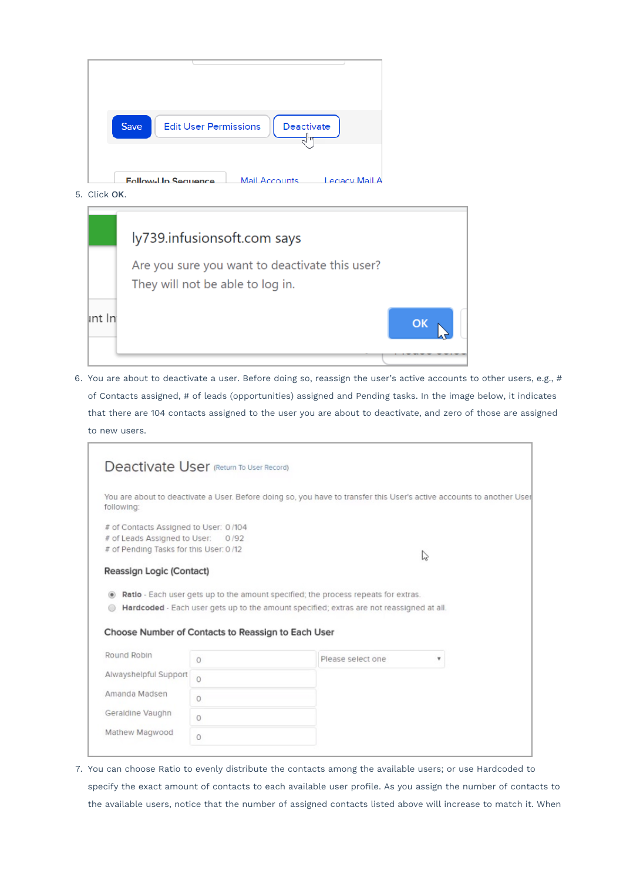5. Click **OK**.

6. You are about to deactivate a user. Before doing so, reassign the user's active accounts to other users, e.g., # of Contacts assigned, # of leads (opportunities) assigned and Pending tasks. In the image below, it indicates that there are 104 contacts assigned to the user you are about to deactivate, and zero of those are assigned to new users.

7. You can choose Ratio to evenly distribute the contacts among the available users; or use Hardcoded to specify the exact amount of contacts to each available user profile. As you assign the number of contacts to the available users, notice that the number of assigned contacts listed above will increase to match it. When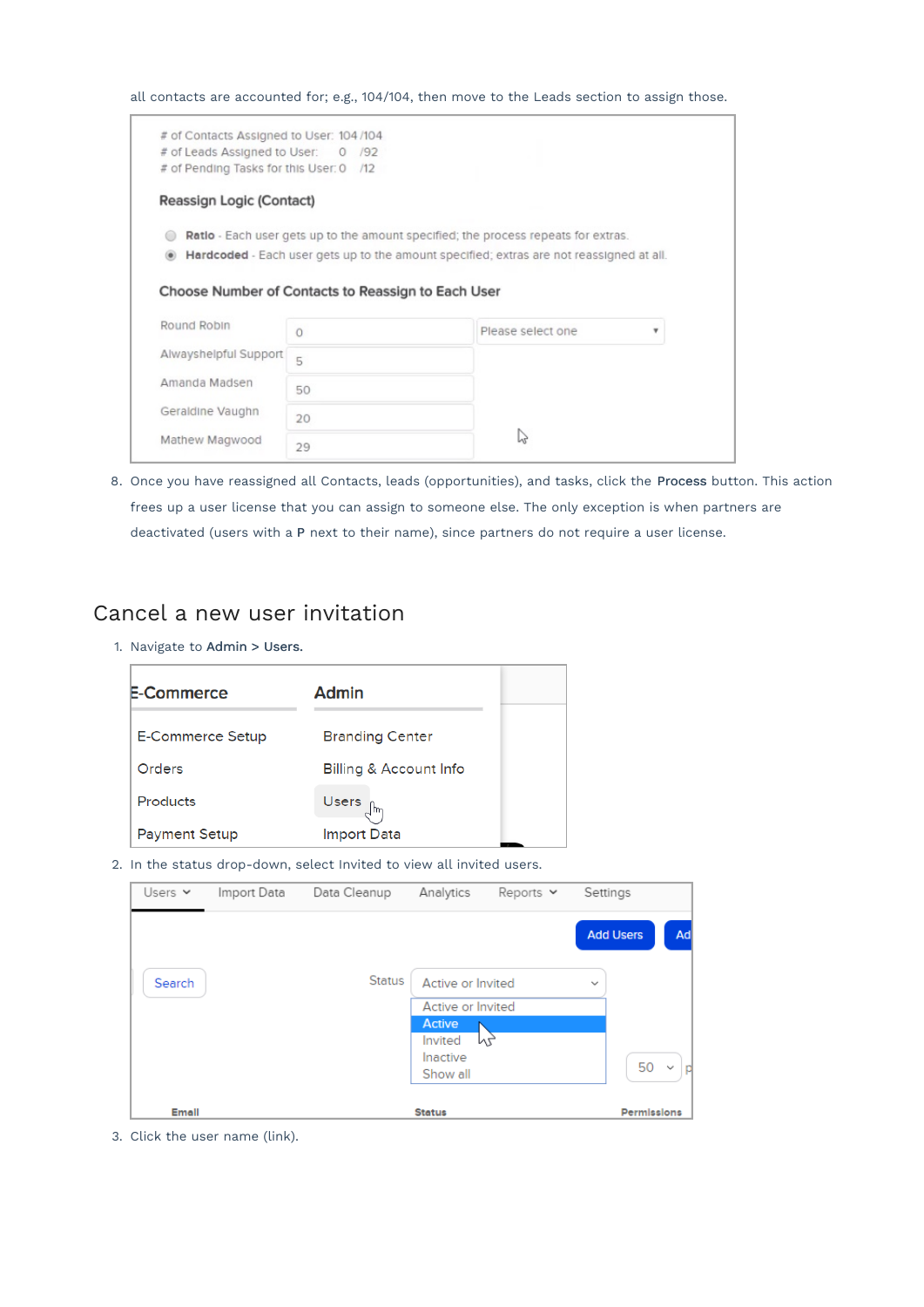all contacts are accounted for; e.g., 104/104, then move to the Leads section to assign those.

8. Once you have reassigned all Contacts, leads (opportunities), and tasks, click the **Process** button. This action frees up a user license that you can assign to someone else. The only exception is when partners are deactivated (users with a **P** next to their name), since partners do not require a user license.

## Cancel a new user invitation

1. Navigate to **Admin** > **Users**.
2. In the status drop-down, select Invited to view all invited users.
3. Click the user name (link).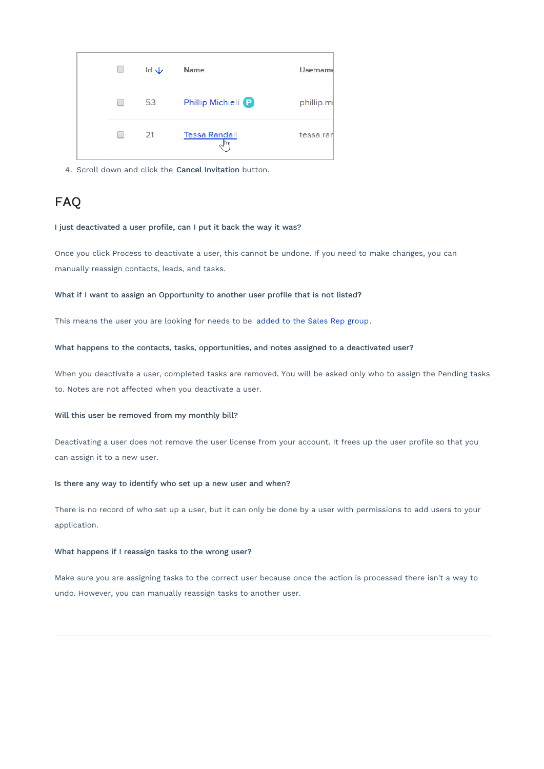| | Id | Name | Username |
|---|---|---|---|
| | 53 | Phillip Michieli P | phillip.mi |
| | 21 | Tessa Randall | tessa.rar |

4. Scroll down and click the **Cancel Invitation** button.

## FAQ

**I just deactivated a user profile, can I put it back the way it was?**

Once you click Process to deactivate a user, this cannot be undone. If you need to make changes, you can manually reassign contacts, leads, and tasks.

**What if I want to assign an Opportunity to another user profile that is not listed?**

This means the user you are looking for needs to be added to the Sales Rep group.

**What happens to the contacts, tasks, opportunities, and notes assigned to a deactivated user?**

When you deactivate a user, completed tasks are removed. You will be asked only who to assign the Pending tasks to. Notes are not affected when you deactivate a user.

**Will this user be removed from my monthly bill?**

Deactivating a user does not remove the user license from your account. It frees up the user profile so that you can assign it to a new user.

**Is there any way to identify who set up a new user and when?**

There is no record of who set up a user, but it can only be done by a user with permissions to add users to your application.

**What happens if I reassign tasks to the wrong user?**

Make sure you are assigning tasks to the correct user because once the action is processed there isn't a way to undo. However, you can manually reassign tasks to another user.